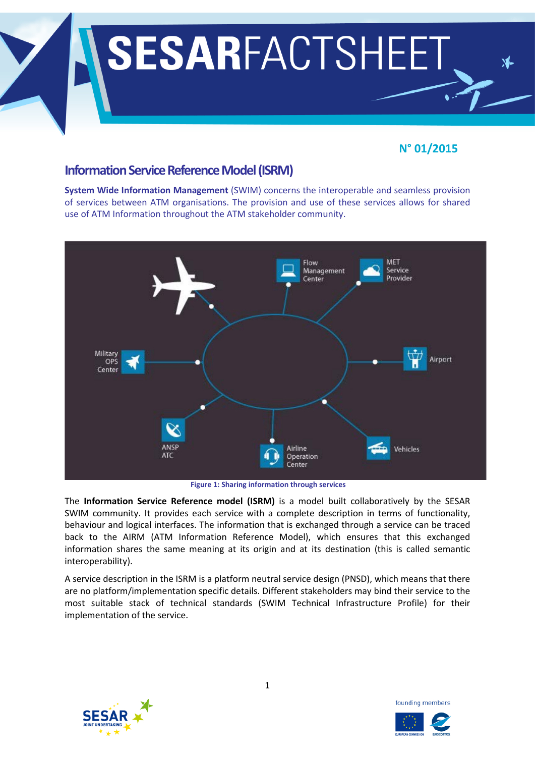# SESARFACTSHEET

**N° 01/2015**

## Information Service Reference Model (ISRM)

**System Wide Information Management** (SWIM) concerns the interoperable and seamless provision of services between ATM organisations. The provision and use of these services allows for shared use of ATM Information throughout the ATM stakeholder community.

**Figure 1: Sharing information through services**

The **Information Service Reference model (ISRM)** is a model built collaboratively by the SESAR SWIM community. It provides each service with a complete description in terms of functionality, behaviour and logical interfaces. The information that is exchanged through a service can be traced back to the AIRM (ATM Information Reference Model), which ensures that this exchanged information shares the same meaning at its origin and at its destination (this is called semantic interoperability).

A service description in the ISRM is a platform neutral service design (PNSD), which means that there are no platform/implementation specific details. Different stakeholders may bind their service to the most suitable stack of technical standards (SWIM Technical Infrastructure Profile) for their implementation of the service.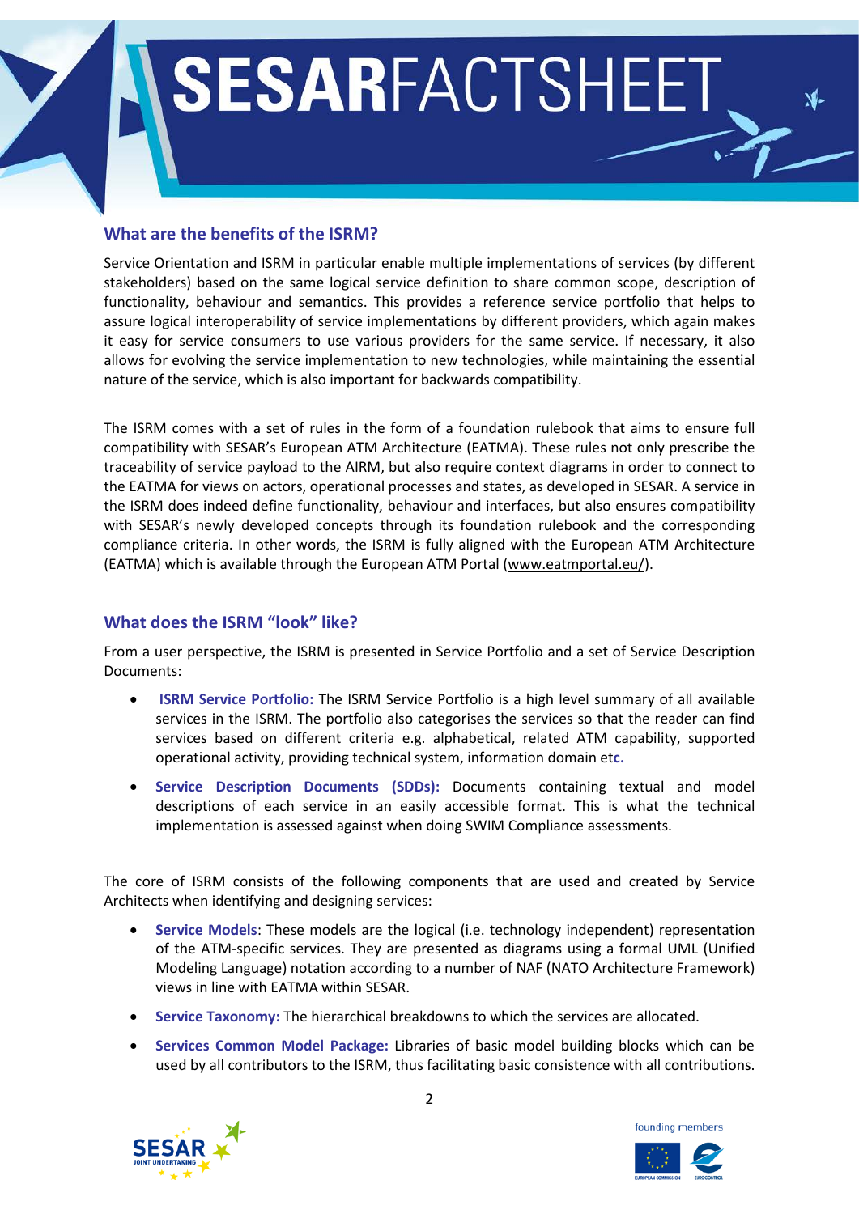## What are the benefits of the ISRM?

Service Orientation and ISRM in particular enable multiple implementations of services (by different stakeholders) based on the same logical service definition to share common scope, description of functionality, behaviour and semantics. This provides a reference service portfolio that helps to assure logical interoperability of service implementations by different providers, which again makes it easy for service consumers to use various providers for the same service. If necessary, it also allows for evolving the service implementation to new technologies, while maintaining the essential nature of the service, which is also important for backwards compatibility.

The ISRM comes with a set of rules in the form of a foundation rulebook that aims to ensure full compatibility with SESAR's European ATM Architecture (EATMA). These rules not only prescribe the traceability of service payload to the AIRM, but also require context diagrams in order to connect to the EATMA for views on actors, operational processes and states, as developed in SESAR. A service in the ISRM does indeed define functionality, behaviour and interfaces, but also ensures compatibility with SESAR's newly developed concepts through its foundation rulebook and the corresponding compliance criteria. In other words, the ISRM is fully aligned with the European ATM Architecture (EATMA) which is available through the European ATM Portal (www.eatmportal.eu/).

## What does the ISRM "look" like?

From a user perspective, the ISRM is presented in Service Portfolio and a set of Service Description Documents:

- **ISRM Service Portfolio:** The ISRM Service Portfolio is a high level summary of all available services in the ISRM. The portfolio also categorises the services so that the reader can find services based on different criteria e.g. alphabetical, related ATM capability, supported operational activity, providing technical system, information domain etc.
- **Service Description Documents (SDDs):** Documents containing textual and model descriptions of each service in an easily accessible format. This is what the technical implementation is assessed against when doing SWIM Compliance assessments.

The core of ISRM consists of the following components that are used and created by Service Architects when identifying and designing services:

- **Service Models**: These models are the logical (i.e. technology independent) representation of the ATM-specific services. They are presented as diagrams using a formal UML (Unified Modeling Language) notation according to a number of NAF (NATO Architecture Framework) views in line with EATMA within SESAR.
- **Service Taxonomy:** The hierarchical breakdowns to which the services are allocated.
- **Services Common Model Package:** Libraries of basic model building blocks which can be used by all contributors to the ISRM, thus facilitating basic consistence with all contributions.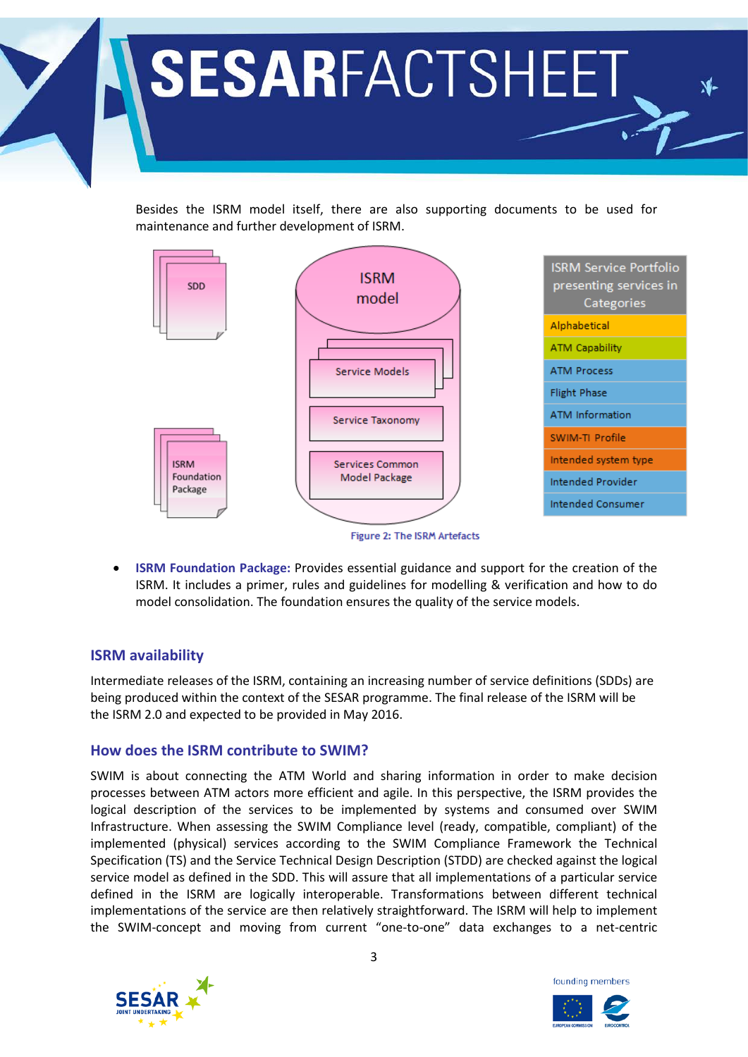Besides the ISRM model itself, there are also supporting documents to be used for maintenance and further development of ISRM.

| ISRM Service Portfolio presenting services in Categories |
|---|
| Alphabetical |
| ATM Capability |
| ATM Process |
| Flight Phase |
| ATM Information |
| SWIM-TI Profile |
| Intended system type |
| Intended Provider |
| Intended Consumer |

SDD

ISRM model

Service Models

Service Taxonomy

Services Common Model Package

ISRM Foundation Package

Figure 2: The ISRM Artefacts

- **ISRM Foundation Package:** Provides essential guidance and support for the creation of the ISRM. It includes a primer, rules and guidelines for modelling & verification and how to do model consolidation. The foundation ensures the quality of the service models.

## ISRM availability

Intermediate releases of the ISRM, containing an increasing number of service definitions (SDDs) are being produced within the context of the SESAR programme. The final release of the ISRM will be the ISRM 2.0 and expected to be provided in May 2016.

## How does the ISRM contribute to SWIM?

SWIM is about connecting the ATM World and sharing information in order to make decision processes between ATM actors more efficient and agile. In this perspective, the ISRM provides the logical description of the services to be implemented by systems and consumed over SWIM Infrastructure. When assessing the SWIM Compliance level (ready, compatible, compliant) of the implemented (physical) services according to the SWIM Compliance Framework the Technical Specification (TS) and the Service Technical Design Description (STDD) are checked against the logical service model as defined in the SDD. This will assure that all implementations of a particular service defined in the ISRM are logically interoperable. Transformations between different technical implementations of the service are then relatively straightforward. The ISRM will help to implement the SWIM-concept and moving from current "one-to-one" data exchanges to a net-centric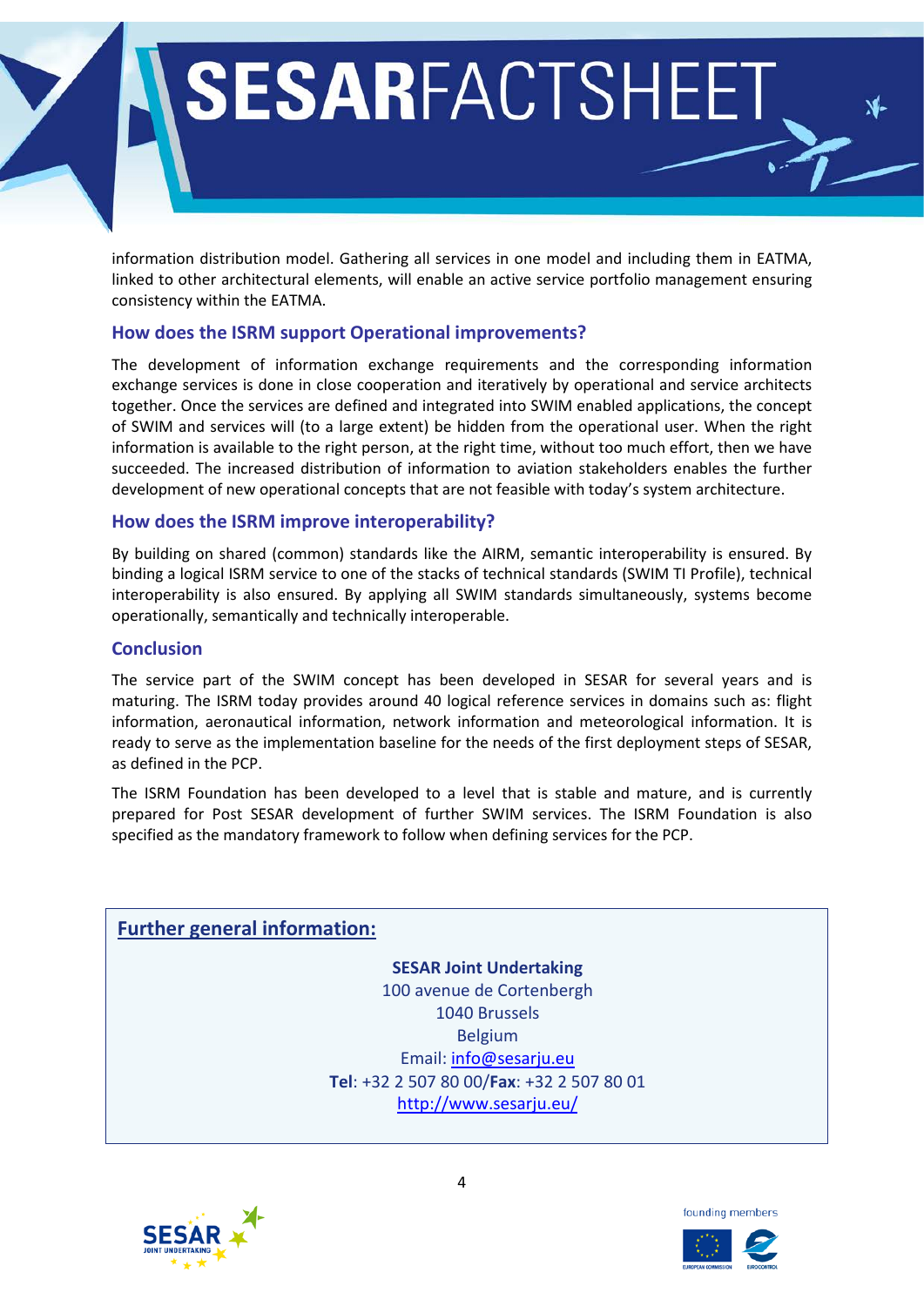information distribution model. Gathering all services in one model and including them in EATMA, linked to other architectural elements, will enable an active service portfolio management ensuring consistency within the EATMA.

## How does the ISRM support Operational improvements?

The development of information exchange requirements and the corresponding information exchange services is done in close cooperation and iteratively by operational and service architects together. Once the services are defined and integrated into SWIM enabled applications, the concept of SWIM and services will (to a large extent) be hidden from the operational user. When the right information is available to the right person, at the right time, without too much effort, then we have succeeded. The increased distribution of information to aviation stakeholders enables the further development of new operational concepts that are not feasible with today's system architecture.

## How does the ISRM improve interoperability?

By building on shared (common) standards like the AIRM, semantic interoperability is ensured. By binding a logical ISRM service to one of the stacks of technical standards (SWIM TI Profile), technical interoperability is also ensured. By applying all SWIM standards simultaneously, systems become operationally, semantically and technically interoperable.

## Conclusion

The service part of the SWIM concept has been developed in SESAR for several years and is maturing. The ISRM today provides around 40 logical reference services in domains such as: flight information, aeronautical information, network information and meteorological information. It is ready to serve as the implementation baseline for the needs of the first deployment steps of SESAR, as defined in the PCP.

The ISRM Foundation has been developed to a level that is stable and mature, and is currently prepared for Post SESAR development of further SWIM services. The ISRM Foundation is also specified as the mandatory framework to follow when defining services for the PCP.

## Further general information:

**SESAR Joint Undertaking**
100 avenue de Cortenbergh
1040 Brussels
Belgium
Email: info@sesarju.eu
**Tel**: +32 2 507 80 00/**Fax**: +32 2 507 80 01
http://www.sesarju.eu/

founding members